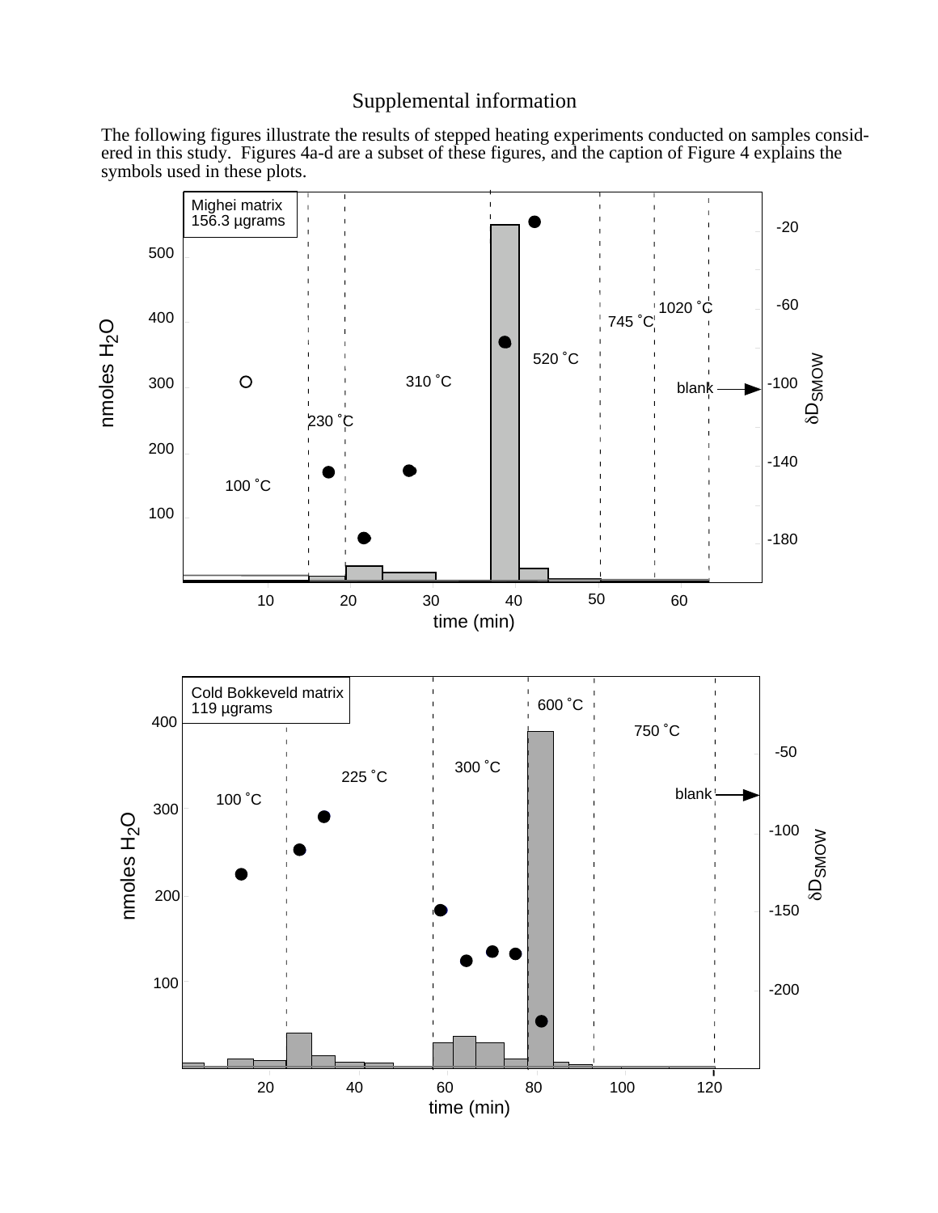# Supplemental information

The following figures illustrate the results of stepped heating experiments conducted on samples considered in this study. Figures 4a-d are a subset of these figures, and the caption of Figure 4 explains the symbols used in these plots.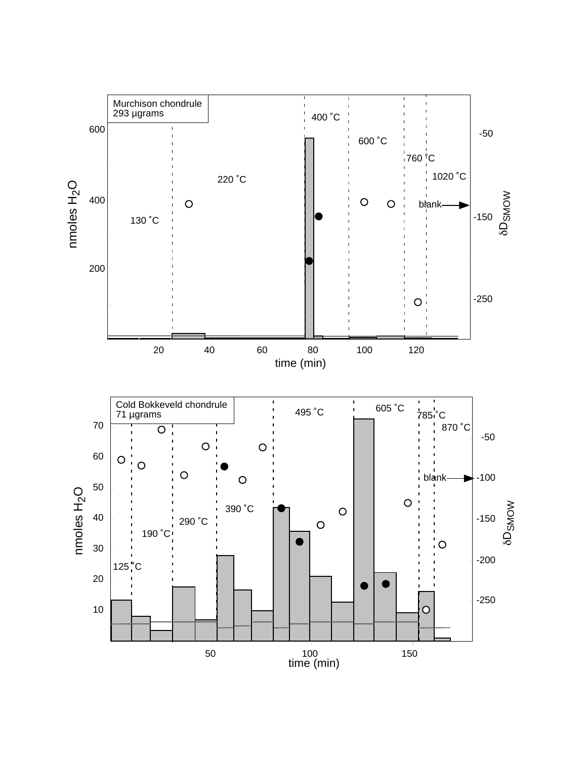Murchison chondrule
293 µgrams

130 ˚C

220 ˚C

400 ˚C

600 ˚C

760 ˚C

1020 ˚C

blank

nmoles $H_2O$

$\delta D_{SMOW}$

time (min)

Cold Bokkeveld chondrule
71 µgrams

125 ˚C

190 ˚C

290 ˚C

390 ˚C

495 ˚C

605 ˚C

785 ˚C

870 ˚C

blank

nmoles $H_2O$

$\delta D_{SMOW}$

time (min)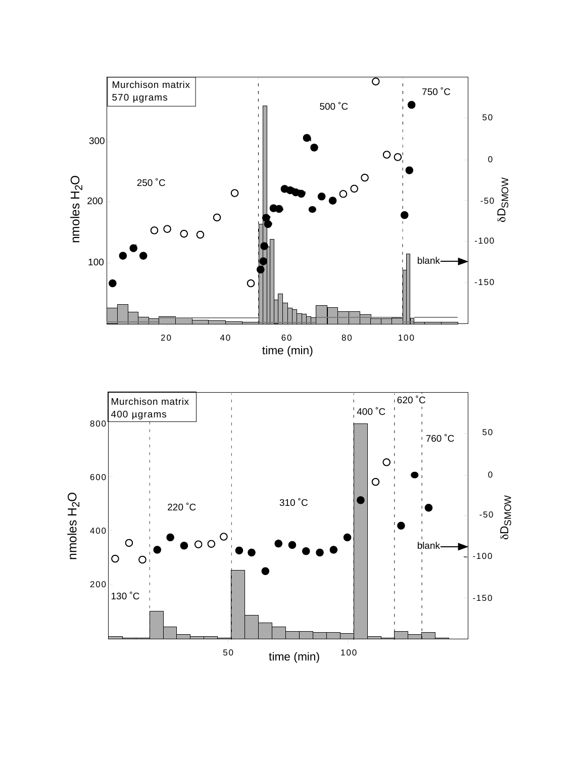Murchison matrix
570 μgrams

250 ˚C

500 ˚C

750 ˚C

blank

nmoles $H_2O$

$\delta D_{SMOW}$

time (min)

Murchison matrix
400 μgrams

130 ˚C

220 ˚C

310 ˚C

400 ˚C

620 ˚C

760 ˚C

blank

nmoles $H_2O$

$\delta D_{SMOW}$

time (min)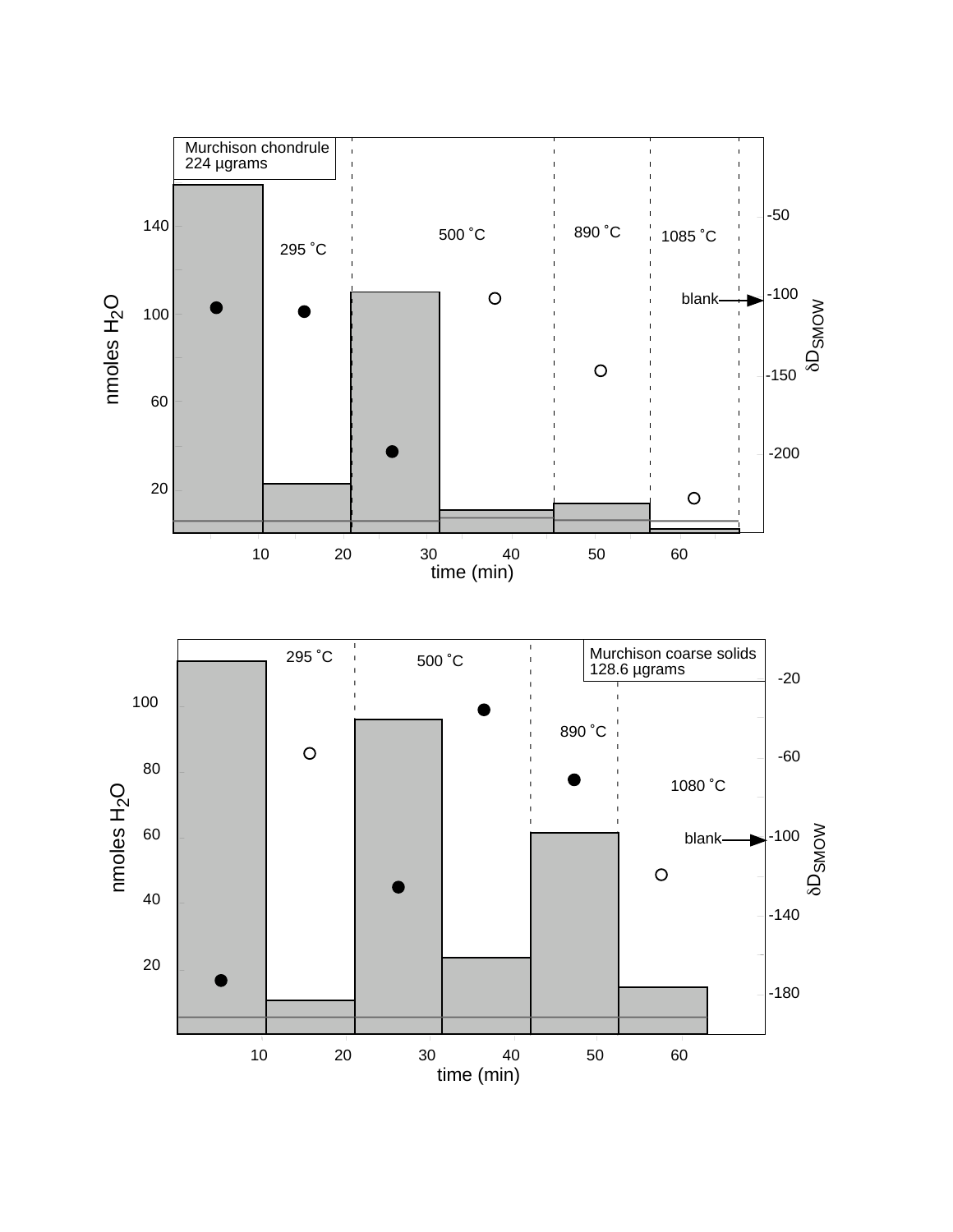Murchison chondrule
224 µgrams

295 ˚C

500 ˚C

890 ˚C

1085 ˚C

blank

nmoles $H_2O$

$\delta D_{SMOW}$

time (min)

Murchison coarse solids
128.6 µgrams

295 ˚C

500 ˚C

890 ˚C

1080 ˚C

blank

nmoles $H_2O$

$\delta D_{SMOW}$

time (min)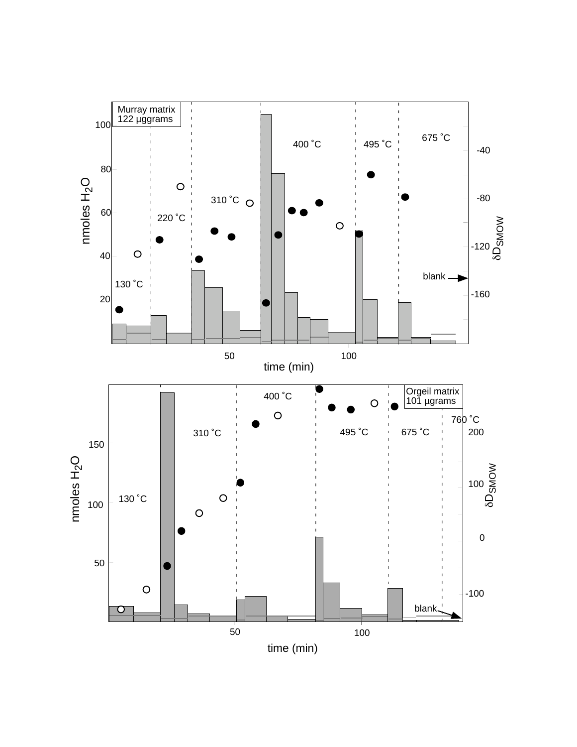Murray matrix
122 µggrams

130 ˚C

220 ˚C

310 ˚C

400 ˚C

495 ˚C

675 ˚C

blank

nmoles $H_2O$

$\delta D_{SMOW}$

time (min)

Orgeil matrix
101 µgrams

130 ˚C

310 ˚C

400 ˚C

495 ˚C

675 ˚C

760 ˚C

blank

nmoles $H_2O$

$\delta D_{SMOW}$

time (min)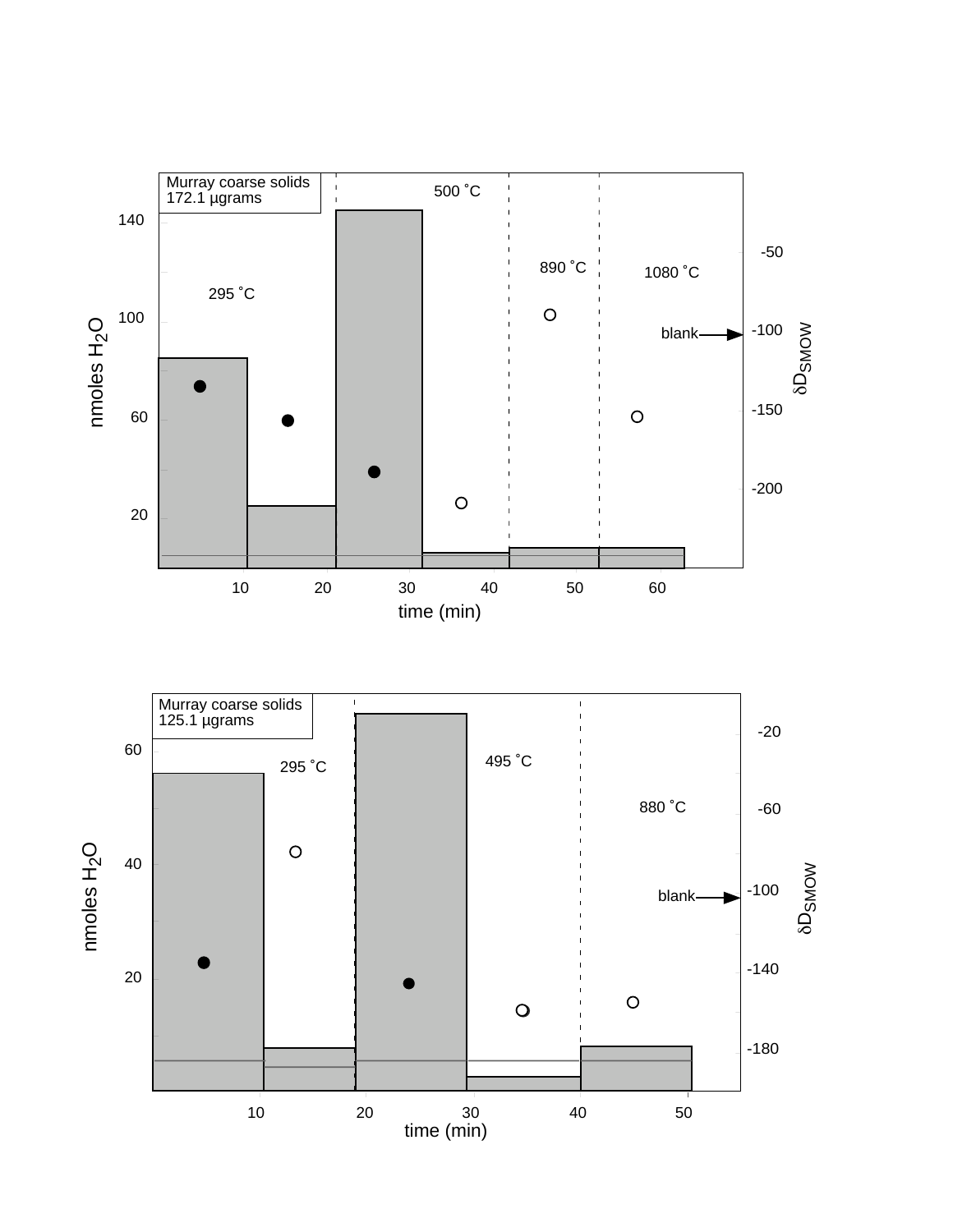Murray coarse solids
172.1 µgrams

295 ˚C

500 ˚C

890 ˚C

1080 ˚C

blank

nmoles $H_2O$

$\delta D_{SMOW}$

time (min)

Murray coarse solids
125.1 µgrams

295 ˚C

495 ˚C

880 ˚C

blank

nmoles $H_2O$

$\delta D_{SMOW}$

time (min)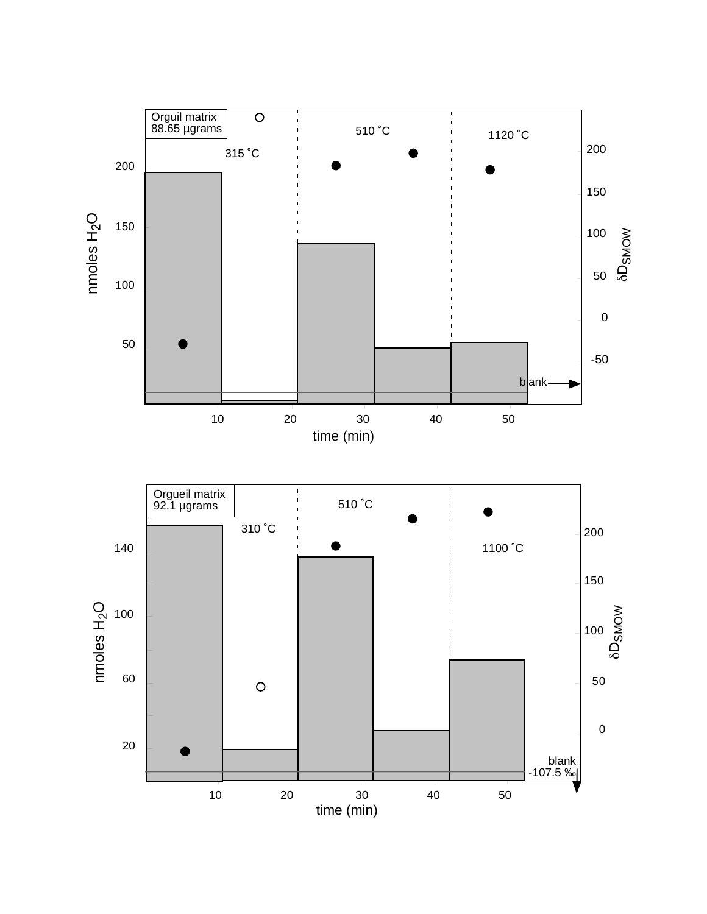Orguil matrix
88.65 μgrams

315 ˚C

510 ˚C

1120 ˚C

nmoles $H_2O$

$\delta D_{SMOW}$

blank

time (min)

Orgueil matrix
92.1 μgrams

310 ˚C

510 ˚C

1100 ˚C

nmoles $H_2O$

$\delta D_{SMOW}$

blank
-107.5 ‰

time (min)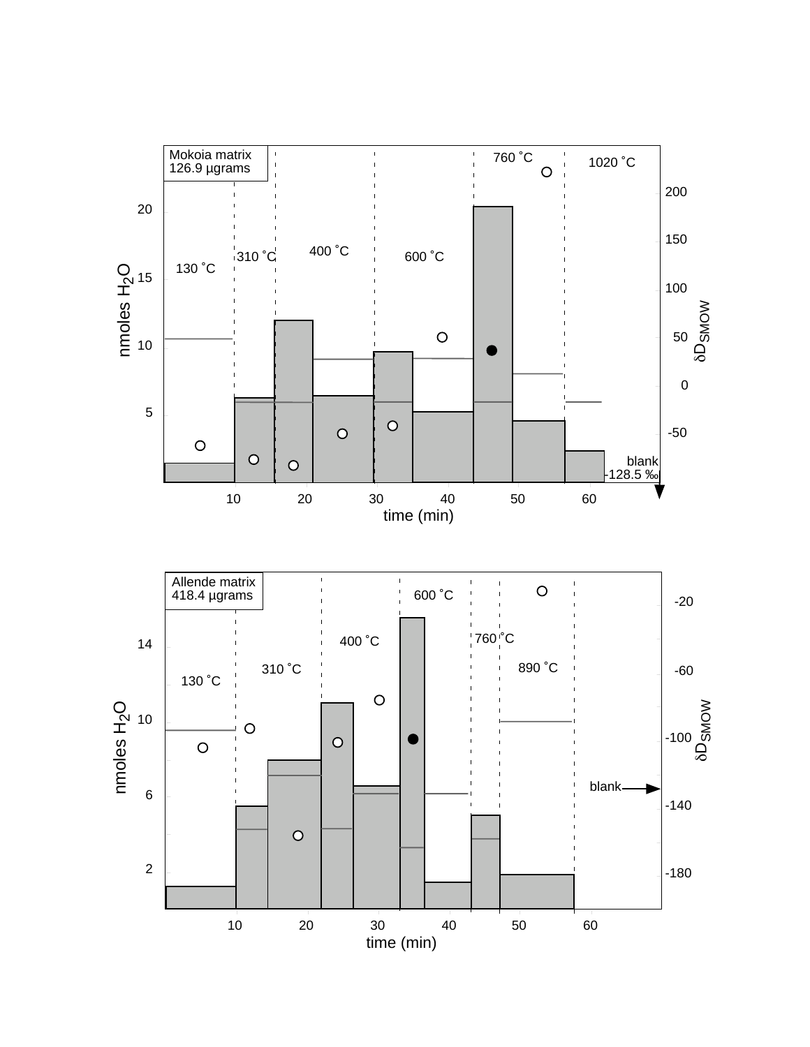Mokoia matrix
126.9 µgrams

130 ˚C | 310 ˚C | 400 ˚C | 600 ˚C | 760 ˚C | 1020 ˚C

nmoles $H_2O$: 5, 10, 15, 20

$\delta D_{SMOW}$: -50, 0, 50, 100, 150, 200

blank
-128.5 ‰

time (min): 10, 20, 30, 40, 50, 60

Allende matrix
418.4 µgrams

130 ˚C | 310 ˚C | 400 ˚C | 600 ˚C | 760 ˚C | 890 ˚C

nmoles $H_2O$: 2, 6, 10, 14

$\delta D_{SMOW}$: -180, -140, -100, -60, -20

blank

time (min): 10, 20, 30, 40, 50, 60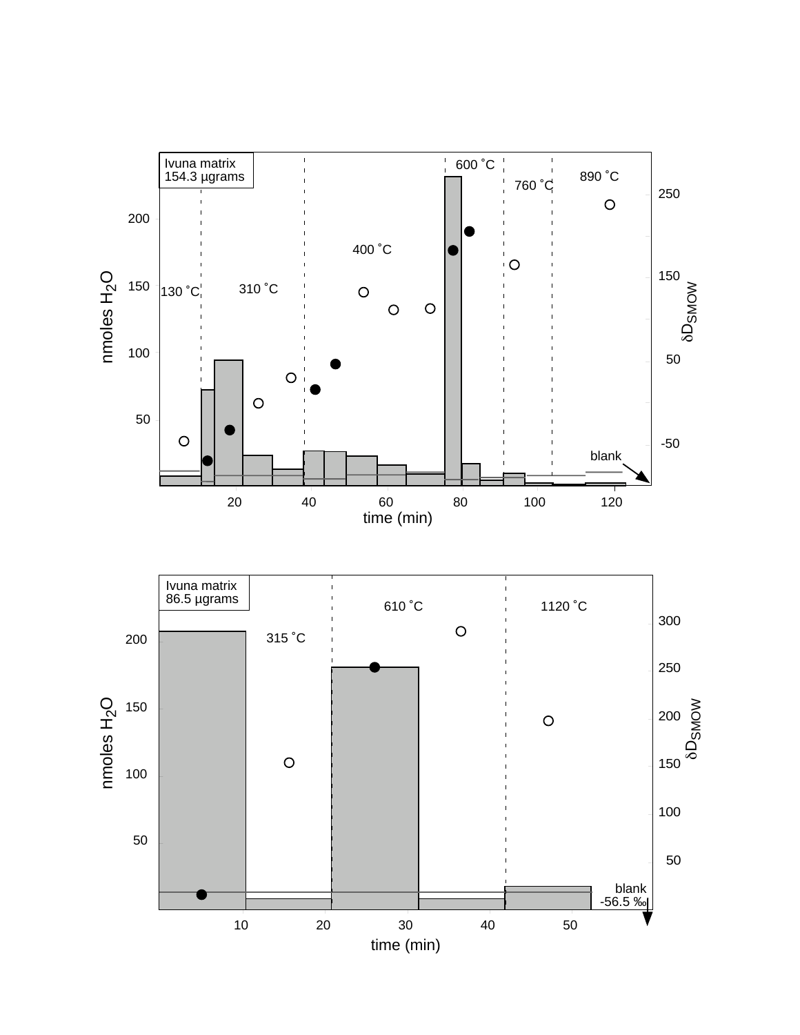Ivuna matrix
154.3 µgrams

130 ˚C 310 ˚C 400 ˚C 600 ˚C 760 ˚C 890 ˚C

nmoles $H_2O$

$\delta D_{SMOW}$

blank

time (min)

Ivuna matrix
86.5 µgrams

315 ˚C 610 ˚C 1120 ˚C

nmoles $H_2O$

$\delta D_{SMOW}$

blank
-56.5 ‰

time (min)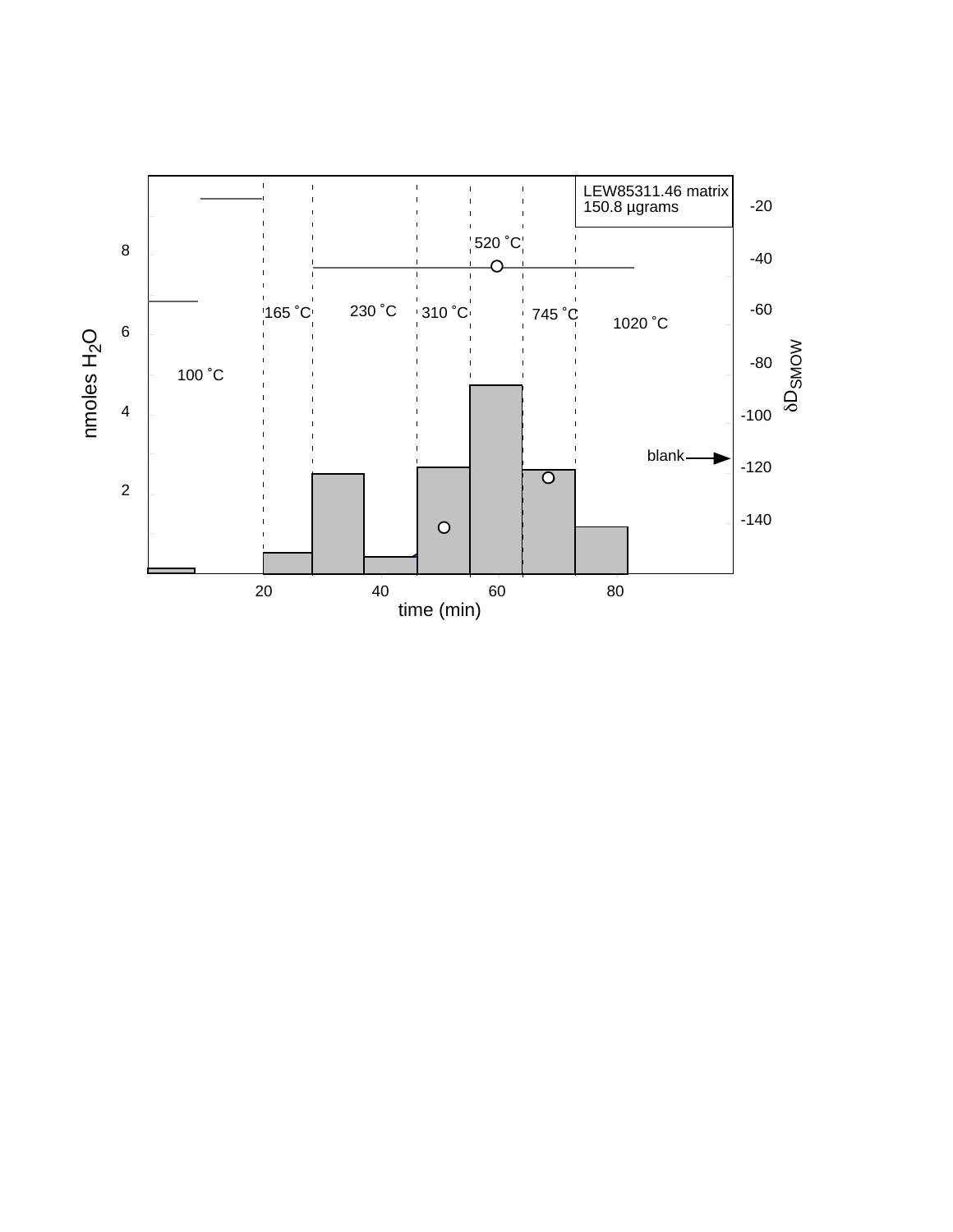LEW85311.46 matrix
150.8 µgrams

nmoles $H_2O$

$\delta D_{SMOW}$

time (min)

100 ˚C
165 ˚C
230 ˚C
310 ˚C
520 ˚C
745 ˚C
1020 ˚C

blank

2
4
6
8

-20
-40
-60
-80
-100
-120
-140

20
40
60
80